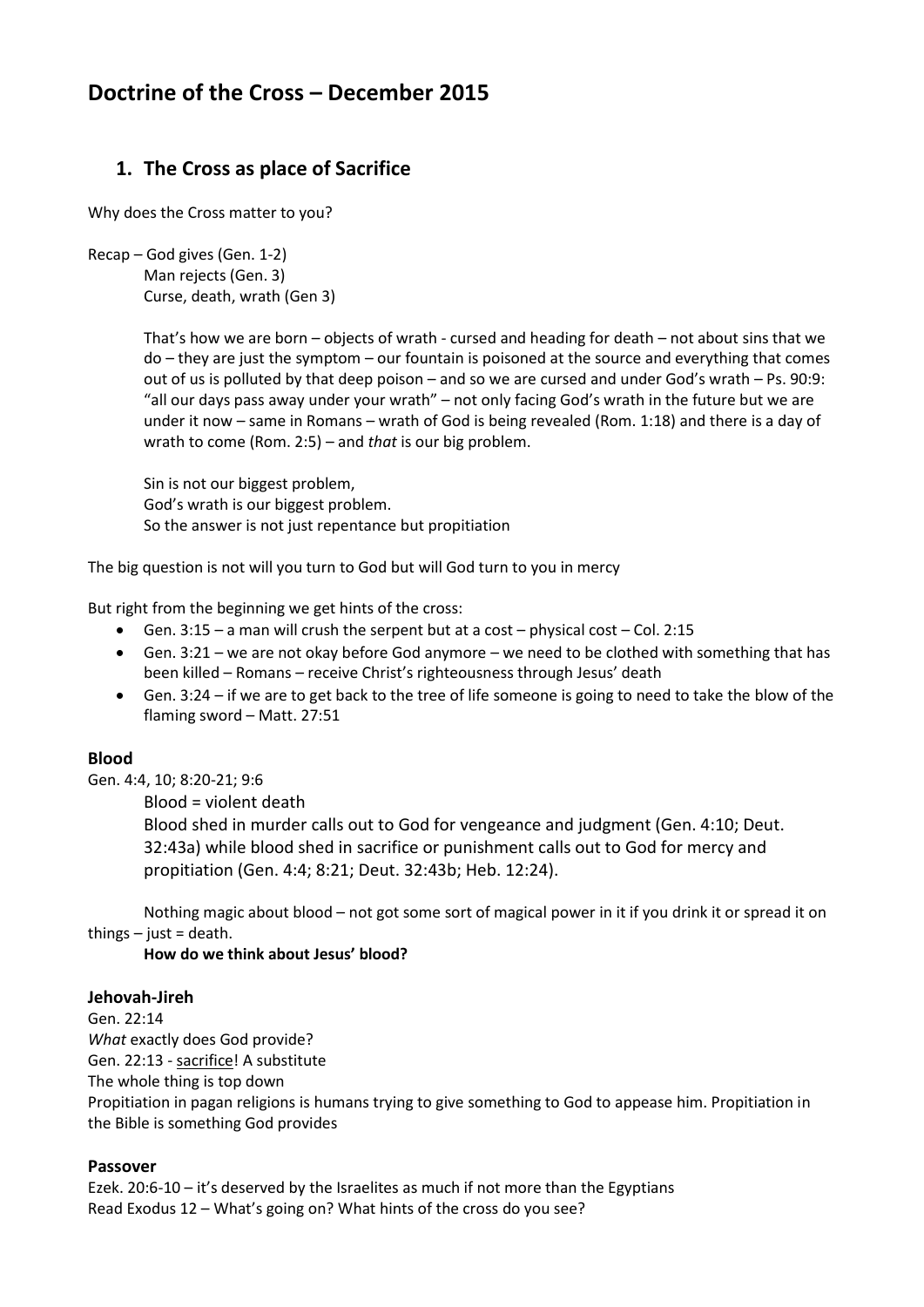# Doctrine of the Cross – December 2015

## 1. The Cross as place of Sacrifice

Why does the Cross matter to you?

Recap – God gives (Gen. 1-2)
Man rejects (Gen. 3)
Curse, death, wrath (Gen 3)

That's how we are born – objects of wrath - cursed and heading for death – not about sins that we do – they are just the symptom – our fountain is poisoned at the source and everything that comes out of us is polluted by that deep poison – and so we are cursed and under God's wrath – Ps. 90:9: "all our days pass away under your wrath" – not only facing God's wrath in the future but we are under it now – same in Romans – wrath of God is being revealed (Rom. 1:18) and there is a day of wrath to come (Rom. 2:5) – and *that* is our big problem.

Sin is not our biggest problem,
God's wrath is our biggest problem.
So the answer is not just repentance but propitiation

The big question is not will you turn to God but will God turn to you in mercy

But right from the beginning we get hints of the cross:

- Gen. 3:15 – a man will crush the serpent but at a cost – physical cost – Col. 2:15
- Gen. 3:21 – we are not okay before God anymore – we need to be clothed with something that has been killed – Romans – receive Christ's righteousness through Jesus' death
- Gen. 3:24 – if we are to get back to the tree of life someone is going to need to take the blow of the flaming sword – Matt. 27:51

### Blood

Gen. 4:4, 10; 8:20-21; 9:6

Blood = violent death

Blood shed in murder calls out to God for vengeance and judgment (Gen. 4:10; Deut. 32:43a) while blood shed in sacrifice or punishment calls out to God for mercy and propitiation (Gen. 4:4; 8:21; Deut. 32:43b; Heb. 12:24).

Nothing magic about blood – not got some sort of magical power in it if you drink it or spread it on things – just = death.

**How do we think about Jesus' blood?**

### Jehovah-Jireh

Gen. 22:14
*What* exactly does God provide?
Gen. 22:13 - <u>sacrifice</u>! A substitute
The whole thing is top down
Propitiation in pagan religions is humans trying to give something to God to appease him. Propitiation in the Bible is something God provides

### Passover

Ezek. 20:6-10 – it's deserved by the Israelites as much if not more than the Egyptians
Read Exodus 12 – What's going on? What hints of the cross do you see?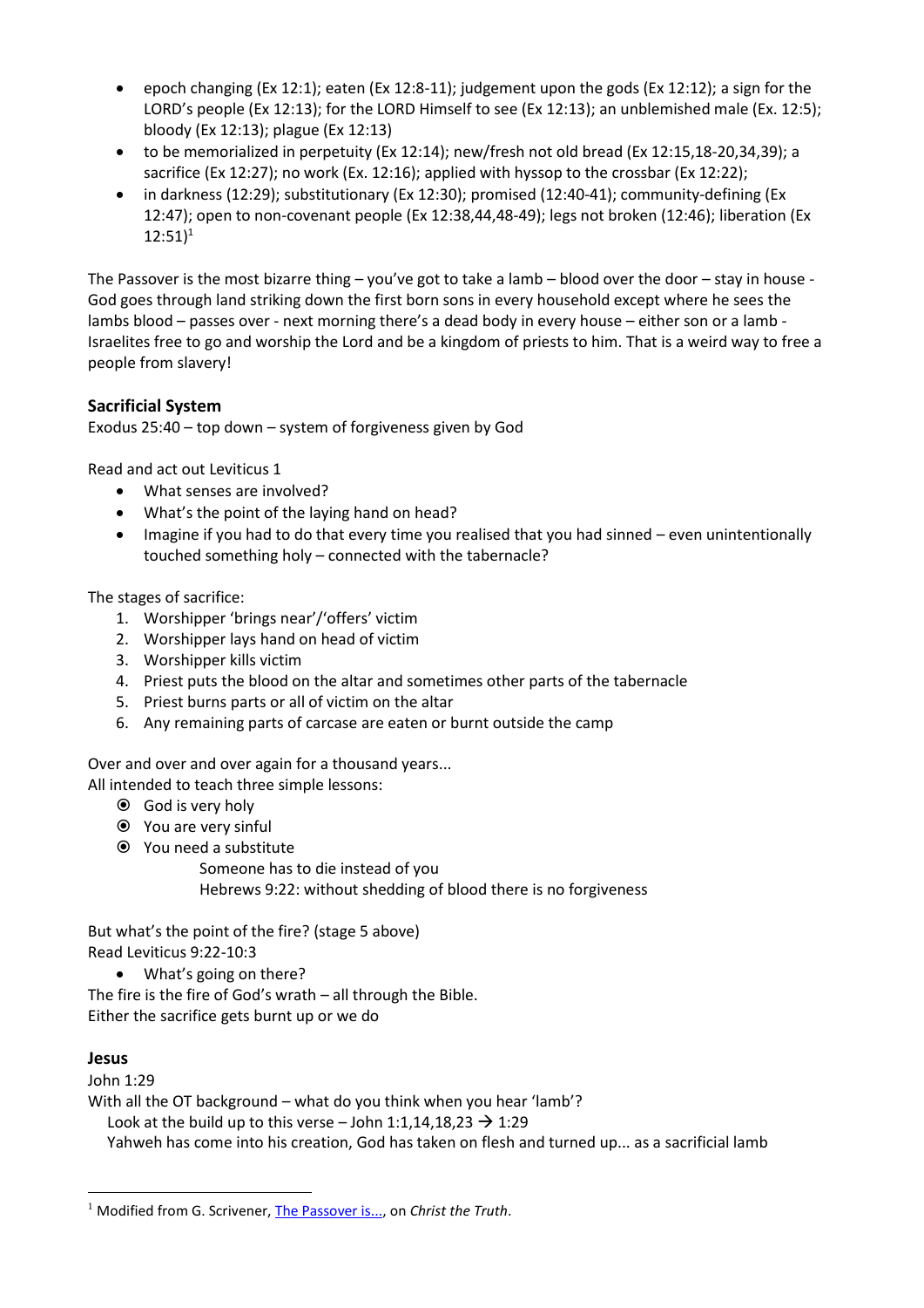- epoch changing (Ex 12:1); eaten (Ex 12:8-11); judgement upon the gods (Ex 12:12); a sign for the LORD's people (Ex 12:13); for the LORD Himself to see (Ex 12:13); an unblemished male (Ex. 12:5); bloody (Ex 12:13); plague (Ex 12:13)
- to be memorialized in perpetuity (Ex 12:14); new/fresh not old bread (Ex 12:15,18-20,34,39); a sacrifice (Ex 12:27); no work (Ex. 12:16); applied with hyssop to the crossbar (Ex 12:22);
- in darkness (12:29); substitutionary (Ex 12:30); promised (12:40-41); community-defining (Ex 12:47); open to non-covenant people (Ex 12:38,44,48-49); legs not broken (12:46); liberation (Ex 12:51)[1]

The Passover is the most bizarre thing – you've got to take a lamb – blood over the door – stay in house - God goes through land striking down the first born sons in every household except where he sees the lambs blood – passes over - next morning there's a dead body in every house – either son or a lamb - Israelites free to go and worship the Lord and be a kingdom of priests to him. That is a weird way to free a people from slavery!

### Sacrificial System

Exodus 25:40 – top down – system of forgiveness given by God

Read and act out Leviticus 1

- What senses are involved?
- What's the point of the laying hand on head?
- Imagine if you had to do that every time you realised that you had sinned – even unintentionally touched something holy – connected with the tabernacle?

The stages of sacrifice:

1. Worshipper 'brings near'/'offers' victim
2. Worshipper lays hand on head of victim
3. Worshipper kills victim
4. Priest puts the blood on the altar and sometimes other parts of the tabernacle
5. Priest burns parts or all of victim on the altar
6. Any remaining parts of carcase are eaten or burnt outside the camp

Over and over and over again for a thousand years...
All intended to teach three simple lessons:

- God is very holy
- You are very sinful
- You need a substitute
    - Someone has to die instead of you
    - Hebrews 9:22: without shedding of blood there is no forgiveness

But what's the point of the fire? (stage 5 above)
Read Leviticus 9:22-10:3

- What's going on there?

The fire is the fire of God's wrath – all through the Bible.
Either the sacrifice gets burnt up or we do

### Jesus

John 1:29
With all the OT background – what do you think when you hear 'lamb'?
Look at the build up to this verse – John 1:1,14,18,23 → 1:29
Yahweh has come into his creation, God has taken on flesh and turned up... as a sacrificial lamb

---

[1] Modified from G. Scrivener, The Passover is..., on *Christ the Truth*.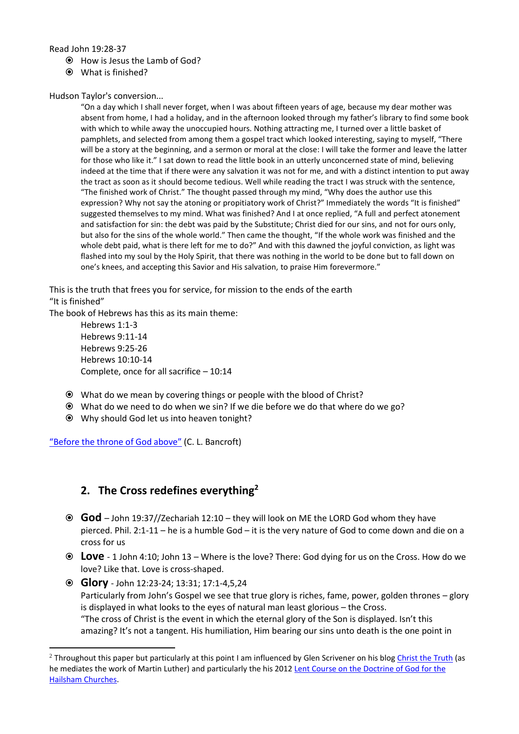Read John 19:28-37

- How is Jesus the Lamb of God?
- What is finished?

Hudson Taylor's conversion...

> "On a day which I shall never forget, when I was about fifteen years of age, because my dear mother was absent from home, I had a holiday, and in the afternoon looked through my father's library to find some book with which to while away the unoccupied hours. Nothing attracting me, I turned over a little basket of pamphlets, and selected from among them a gospel tract which looked interesting, saying to myself, "There will be a story at the beginning, and a sermon or moral at the close: I will take the former and leave the latter for those who like it." I sat down to read the little book in an utterly unconcerned state of mind, believing indeed at the time that if there were any salvation it was not for me, and with a distinct intention to put away the tract as soon as it should become tedious. Well while reading the tract I was struck with the sentence, "The finished work of Christ." The thought passed through my mind, "Why does the author use this expression? Why not say the atoning or propitiatory work of Christ?" Immediately the words "It is finished" suggested themselves to my mind. What was finished? And I at once replied, "A full and perfect atonement and satisfaction for sin: the debt was paid by the Substitute; Christ died for our sins, and not for ours only, but also for the sins of the whole world." Then came the thought, "If the whole work was finished and the whole debt paid, what is there left for me to do?" And with this dawned the joyful conviction, as light was flashed into my soul by the Holy Spirit, that there was nothing in the world to be done but to fall down on one's knees, and accepting this Savior and His salvation, to praise Him forevermore."

This is the truth that frees you for service, for mission to the ends of the earth
"It is finished"
The book of Hebrews has this as its main theme:

> Hebrews 1:1-3
> Hebrews 9:11-14
> Hebrews 9:25-26
> Hebrews 10:10-14
> Complete, once for all sacrifice – 10:14

- What do we mean by covering things or people with the blood of Christ?
- What do we need to do when we sin? If we die before we do that where do we go?
- Why should God let us into heaven tonight?

"Before the throne of God above" (C. L. Bancroft)

## 2. The Cross redefines everything[2]

- **God** – John 19:37//Zechariah 12:10 – they will look on ME the LORD God whom they have pierced. Phil. 2:1-11 – he is a humble God – it is the very nature of God to come down and die on a cross for us
- **Love** - 1 John 4:10; John 13 – Where is the love? There: God dying for us on the Cross. How do we love? Like that. Love is cross-shaped.
- **Glory** - John 12:23-24; 13:31; 17:1-4,5,24
  Particularly from John's Gospel we see that true glory is riches, fame, power, golden thrones – glory is displayed in what looks to the eyes of natural man least glorious – the Cross.
  "The cross of Christ is the event in which the eternal glory of the Son is displayed. Isn't this amazing? It's not a tangent. His humiliation, Him bearing our sins unto death is the one point in

---

[2] Throughout this paper but particularly at this point I am influenced by Glen Scrivener on his blog Christ the Truth (as he mediates the work of Martin Luther) and particularly the his 2012 Lent Course on the Doctrine of God for the Hailsham Churches.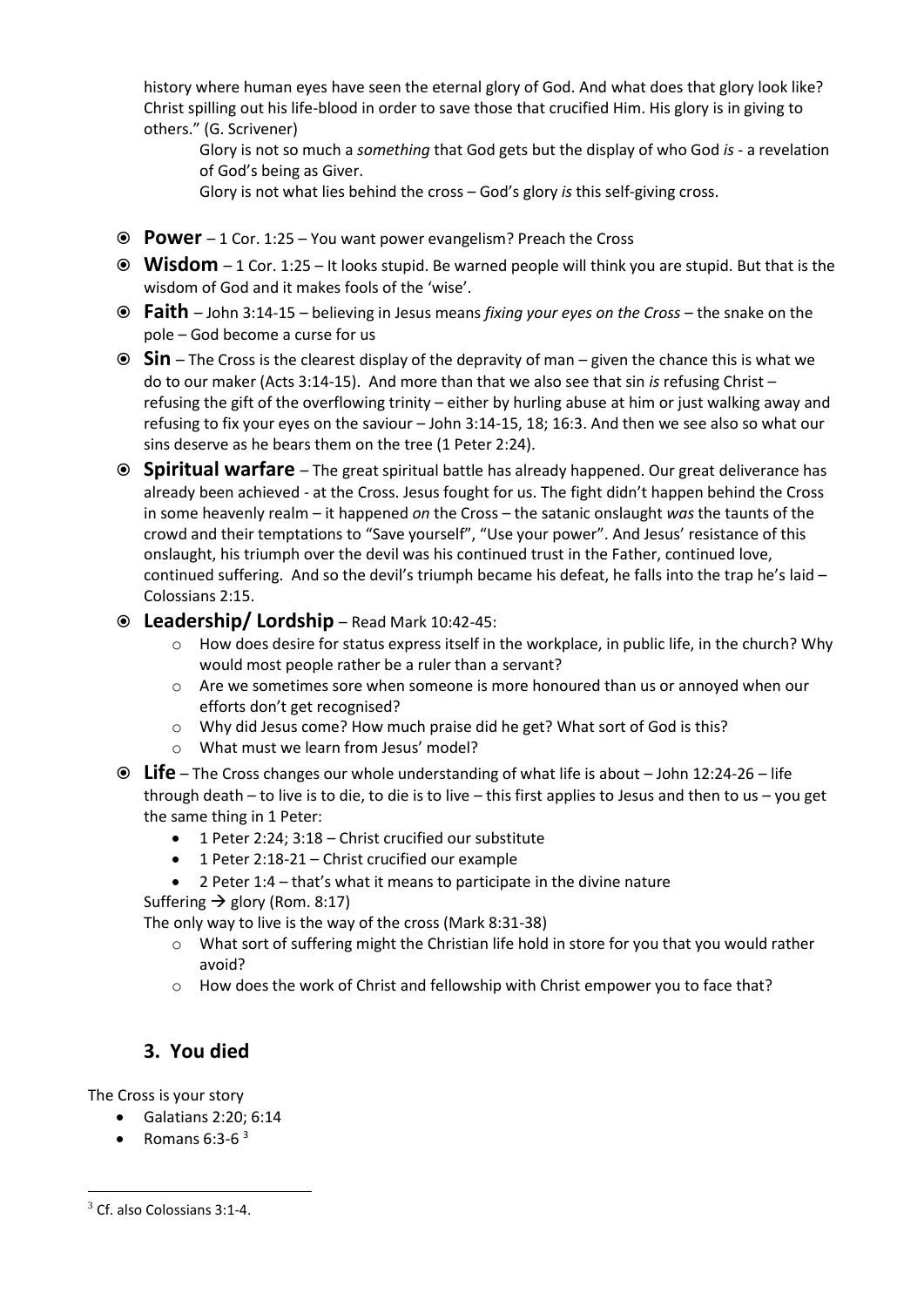history where human eyes have seen the eternal glory of God. And what does that glory look like? Christ spilling out his life-blood in order to save those that crucified Him. His glory is in giving to others." (G. Scrivener)

> Glory is not so much a *something* that God gets but the display of who God *is* - a revelation of God's being as Giver.
>
> Glory is not what lies behind the cross – God's glory *is* this self-giving cross.

- **Power** – 1 Cor. 1:25 – You want power evangelism? Preach the Cross
- **Wisdom** – 1 Cor. 1:25 – It looks stupid. Be warned people will think you are stupid. But that is the wisdom of God and it makes fools of the 'wise'.
- **Faith** – John 3:14-15 – believing in Jesus means *fixing your eyes on the Cross* – the snake on the pole – God become a curse for us
- **Sin** – The Cross is the clearest display of the depravity of man – given the chance this is what we do to our maker (Acts 3:14-15). And more than that we also see that sin *is* refusing Christ – refusing the gift of the overflowing trinity – either by hurling abuse at him or just walking away and refusing to fix your eyes on the saviour – John 3:14-15, 18; 16:3. And then we see also so what our sins deserve as he bears them on the tree (1 Peter 2:24).
- **Spiritual warfare** – The great spiritual battle has already happened. Our great deliverance has already been achieved - at the Cross. Jesus fought for us. The fight didn't happen behind the Cross in some heavenly realm – it happened *on* the Cross – the satanic onslaught *was* the taunts of the crowd and their temptations to "Save yourself", "Use your power". And Jesus' resistance of this onslaught, his triumph over the devil was his continued trust in the Father, continued love, continued suffering. And so the devil's triumph became his defeat, he falls into the trap he's laid – Colossians 2:15.
- **Leadership/ Lordship** – Read Mark 10:42-45:
  - How does desire for status express itself in the workplace, in public life, in the church? Why would most people rather be a ruler than a servant?
  - Are we sometimes sore when someone is more honoured than us or annoyed when our efforts don't get recognised?
  - Why did Jesus come? How much praise did he get? What sort of God is this?
  - What must we learn from Jesus' model?
- **Life** – The Cross changes our whole understanding of what life is about – John 12:24-26 – life through death – to live is to die, to die is to live – this first applies to Jesus and then to us – you get the same thing in 1 Peter:
  - 1 Peter 2:24; 3:18 – Christ crucified our substitute
  - 1 Peter 2:18-21 – Christ crucified our example
  - 2 Peter 1:4 – that's what it means to participate in the divine nature

  Suffering → glory (Rom. 8:17)

  The only way to live is the way of the cross (Mark 8:31-38)

  - What sort of suffering might the Christian life hold in store for you that you would rather avoid?
  - How does the work of Christ and fellowship with Christ empower you to face that?

## 3. You died

The Cross is your story

- Galatians 2:20; 6:14
- Romans 6:3-6 [3]

---

[3] Cf. also Colossians 3:1-4.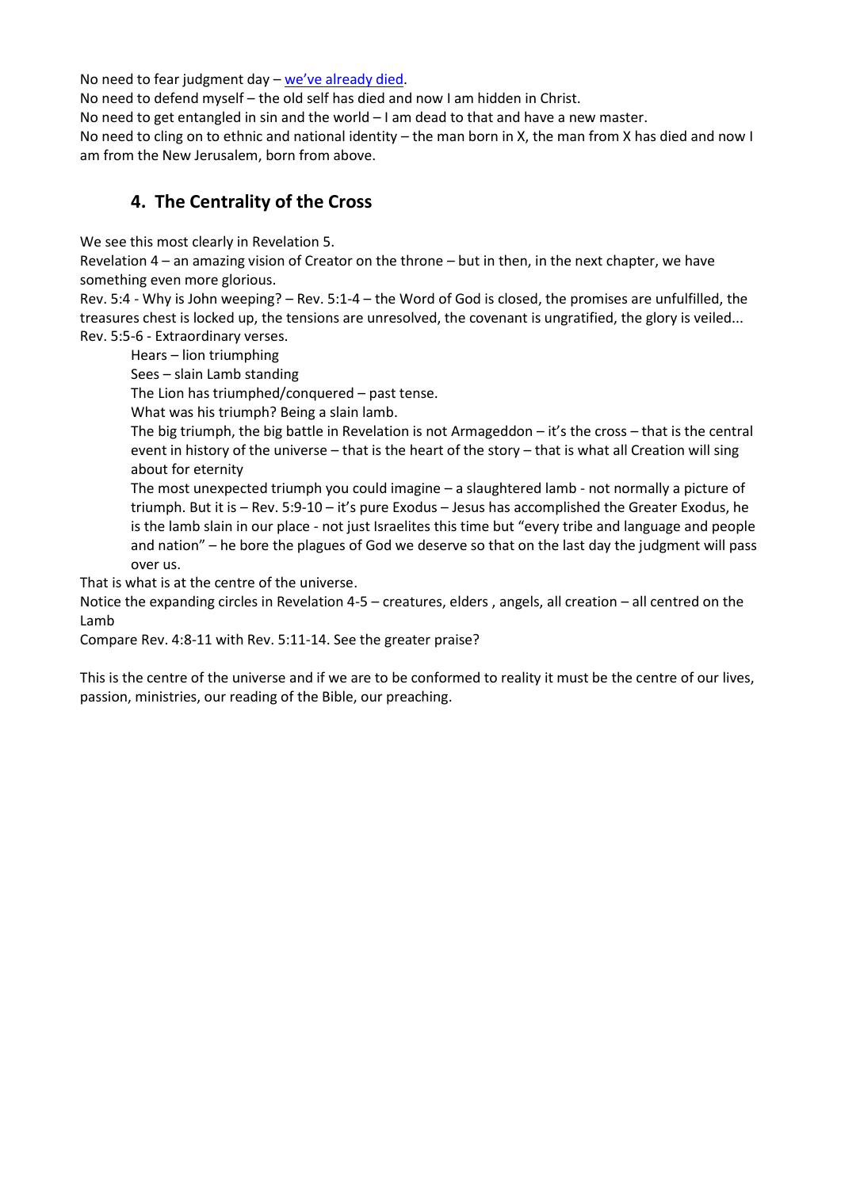No need to fear judgment day – [we've already died](#).
No need to defend myself – the old self has died and now I am hidden in Christ.
No need to get entangled in sin and the world – I am dead to that and have a new master.
No need to cling on to ethnic and national identity – the man born in X, the man from X has died and now I am from the New Jerusalem, born from above.

## 4. The Centrality of the Cross

We see this most clearly in Revelation 5.
Revelation 4 – an amazing vision of Creator on the throne – but in then, in the next chapter, we have something even more glorious.
Rev. 5:4 - Why is John weeping? – Rev. 5:1-4 – the Word of God is closed, the promises are unfulfilled, the treasures chest is locked up, the tensions are unresolved, the covenant is ungratified, the glory is veiled...
Rev. 5:5-6 - Extraordinary verses.

> Hears – lion triumphing
> Sees – slain Lamb standing
> The Lion has triumphed/conquered – past tense.
> What was his triumph? Being a slain lamb.
> The big triumph, the big battle in Revelation is not Armageddon – it's the cross – that is the central event in history of the universe – that is the heart of the story – that is what all Creation will sing about for eternity
> The most unexpected triumph you could imagine – a slaughtered lamb - not normally a picture of triumph. But it is – Rev. 5:9-10 – it's pure Exodus – Jesus has accomplished the Greater Exodus, he is the lamb slain in our place - not just Israelites this time but "every tribe and language and people and nation" – he bore the plagues of God we deserve so that on the last day the judgment will pass over us.

That is what is at the centre of the universe.
Notice the expanding circles in Revelation 4-5 – creatures, elders , angels, all creation – all centred on the Lamb
Compare Rev. 4:8-11 with Rev. 5:11-14. See the greater praise?

This is the centre of the universe and if we are to be conformed to reality it must be the centre of our lives, passion, ministries, our reading of the Bible, our preaching.